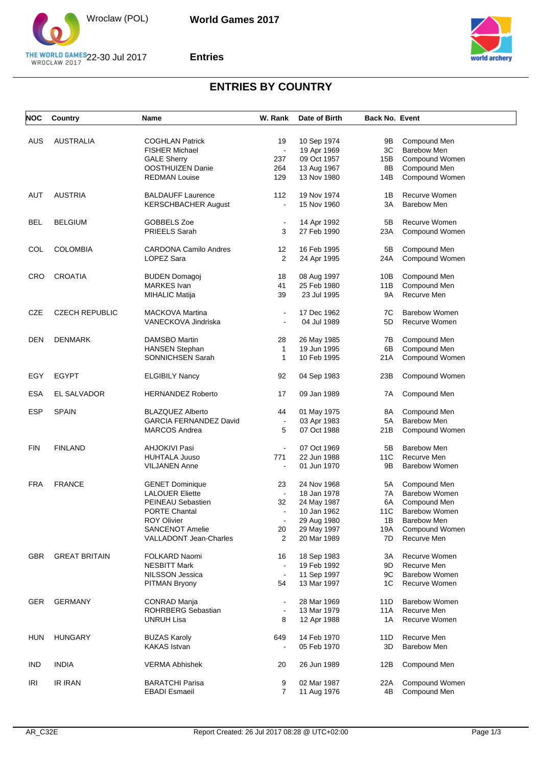World Games 2017

Entries

# ENTRIES BY COUNTRY

| NOC | Country | Name | W. Rank | Date of Birth | Back No. | Event |
|---|---|---|---|---|---|---|
| AUS | AUSTRALIA | COGHLAN Patrick | 19 | 10 Sep 1974 | 9B | Compound Men |
| | | FISHER Michael | - | 19 Apr 1969 | 3C | Barebow Men |
| | | GALE Sherry | 237 | 09 Oct 1957 | 15B | Compound Women |
| | | OOSTHUIZEN Danie | 264 | 13 Aug 1967 | 8B | Compound Men |
| | | REDMAN Louise | 129 | 13 Nov 1980 | 14B | Compound Women |
| AUT | AUSTRIA | BALDAUFF Laurence | 112 | 19 Nov 1974 | 1B | Recurve Women |
| | | KERSCHBACHER August | - | 15 Nov 1960 | 3A | Barebow Men |
| BEL | BELGIUM | GOBBELS Zoe | - | 14 Apr 1992 | 5B | Recurve Women |
| | | PRIEELS Sarah | 3 | 27 Feb 1990 | 23A | Compound Women |
| COL | COLOMBIA | CARDONA Camilo Andres | 12 | 16 Feb 1995 | 5B | Compound Men |
| | | LOPEZ Sara | 2 | 24 Apr 1995 | 24A | Compound Women |
| CRO | CROATIA | BUDEN Domagoj | 18 | 08 Aug 1997 | 10B | Compound Men |
| | | MARKES Ivan | 41 | 25 Feb 1980 | 11B | Compound Men |
| | | MIHALIC Matija | 39 | 23 Jul 1995 | 9A | Recurve Men |
| CZE | CZECH REPUBLIC | MACKOVA Martina | - | 17 Dec 1962 | 7C | Barebow Women |
| | | VANECKOVA Jindriska | - | 04 Jul 1989 | 5D | Recurve Women |
| DEN | DENMARK | DAMSBO Martin | 28 | 26 May 1985 | 7B | Compound Men |
| | | HANSEN Stephan | 1 | 19 Jun 1995 | 6B | Compound Men |
| | | SONNICHSEN Sarah | 1 | 10 Feb 1995 | 21A | Compound Women |
| EGY | EGYPT | ELGIBILY Nancy | 92 | 04 Sep 1983 | 23B | Compound Women |
| ESA | EL SALVADOR | HERNANDEZ Roberto | 17 | 09 Jan 1989 | 7A | Compound Men |
| ESP | SPAIN | BLAZQUEZ Alberto | 44 | 01 May 1975 | 8A | Compound Men |
| | | GARCIA FERNANDEZ David | - | 03 Apr 1983 | 5A | Barebow Men |
| | | MARCOS Andrea | 5 | 07 Oct 1988 | 21B | Compound Women |
| FIN | FINLAND | AHJOKIVI Pasi | - | 07 Oct 1969 | 5B | Barebow Men |
| | | HUHTALA Juuso | 771 | 22 Jun 1988 | 11C | Recurve Men |
| | | VILJANEN Anne | - | 01 Jun 1970 | 9B | Barebow Women |
| FRA | FRANCE | GENET Dominique | 23 | 24 Nov 1968 | 5A | Compound Men |
| | | LALOUER Eliette | - | 18 Jan 1978 | 7A | Barebow Women |
| | | PEINEAU Sebastien | 32 | 24 May 1987 | 6A | Compound Men |
| | | PORTE Chantal | - | 10 Jan 1962 | 11C | Barebow Women |
| | | ROY Olivier | - | 29 Aug 1980 | 1B | Barebow Men |
| | | SANCENOT Amelie | 20 | 29 May 1997 | 19A | Compound Women |
| | | VALLADONT Jean-Charles | 2 | 20 Mar 1989 | 7D | Recurve Men |
| GBR | GREAT BRITAIN | FOLKARD Naomi | 16 | 18 Sep 1983 | 3A | Recurve Women |
| | | NESBITT Mark | - | 19 Feb 1992 | 9D | Recurve Men |
| | | NILSSON Jessica | - | 11 Sep 1997 | 9C | Barebow Women |
| | | PITMAN Bryony | 54 | 13 Mar 1997 | 1C | Recurve Women |
| GER | GERMANY | CONRAD Manja | - | 28 Mar 1969 | 11D | Barebow Women |
| | | ROHRBERG Sebastian | - | 13 Mar 1979 | 11A | Recurve Men |
| | | UNRUH Lisa | 8 | 12 Apr 1988 | 1A | Recurve Women |
| HUN | HUNGARY | BUZAS Karoly | 649 | 14 Feb 1970 | 11D | Recurve Men |
| | | KAKAS Istvan | - | 05 Feb 1970 | 3D | Barebow Men |
| IND | INDIA | VERMA Abhishek | 20 | 26 Jun 1989 | 12B | Compound Men |
| IRI | IR IRAN | BARATCHI Parisa | 9 | 02 Mar 1987 | 22A | Compound Women |
| | | EBADI Esmaeil | 7 | 11 Aug 1976 | 4B | Compound Men |

AR_C32E Report Created: 26 Jul 2017 08:28 @ UTC+02:00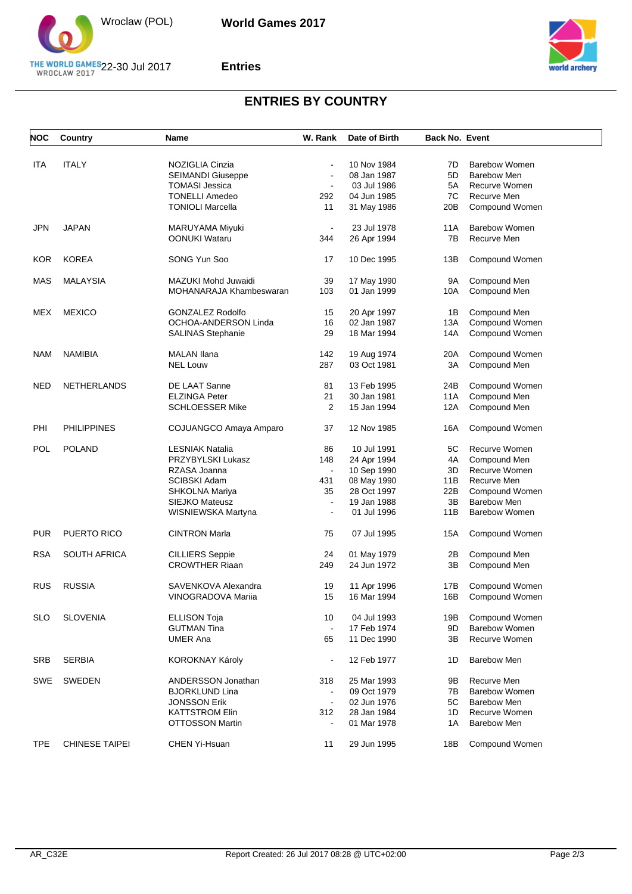## ENTRIES BY COUNTRY

| NOC | Country | Name | W. Rank | Date of Birth | Back No. | Event |
|---|---|---|---|---|---|---|
| ITA | ITALY | NOZIGLIA Cinzia | - | 10 Nov 1984 | 7D | Barebow Women |
| | | SEIMANDI Giuseppe | - | 08 Jan 1987 | 5D | Barebow Men |
| | | TOMASI Jessica | - | 03 Jul 1986 | 5A | Recurve Women |
| | | TONELLI Amedeo | 292 | 04 Jun 1985 | 7C | Recurve Men |
| | | TONIOLI Marcella | 11 | 31 May 1986 | 20B | Compound Women |
| JPN | JAPAN | MARUYAMA Miyuki | - | 23 Jul 1978 | 11A | Barebow Women |
| | | OONUKI Wataru | 344 | 26 Apr 1994 | 7B | Recurve Men |
| KOR | KOREA | SONG Yun Soo | 17 | 10 Dec 1995 | 13B | Compound Women |
| MAS | MALAYSIA | MAZUKI Mohd Juwaidi | 39 | 17 May 1990 | 9A | Compound Men |
| | | MOHANARAJA Khambeswaran | 103 | 01 Jan 1999 | 10A | Compound Men |
| MEX | MEXICO | GONZALEZ Rodolfo | 15 | 20 Apr 1997 | 1B | Compound Men |
| | | OCHOA-ANDERSON Linda | 16 | 02 Jan 1987 | 13A | Compound Women |
| | | SALINAS Stephanie | 29 | 18 Mar 1994 | 14A | Compound Women |
| NAM | NAMIBIA | MALAN Ilana | 142 | 19 Aug 1974 | 20A | Compound Women |
| | | NEL Louw | 287 | 03 Oct 1981 | 3A | Compound Men |
| NED | NETHERLANDS | DE LAAT Sanne | 81 | 13 Feb 1995 | 24B | Compound Women |
| | | ELZINGA Peter | 21 | 30 Jan 1981 | 11A | Compound Men |
| | | SCHLOESSER Mike | 2 | 15 Jan 1994 | 12A | Compound Men |
| PHI | PHILIPPINES | COJUANGCO Amaya Amparo | 37 | 12 Nov 1985 | 16A | Compound Women |
| POL | POLAND | LESNIAK Natalia | 86 | 10 Jul 1991 | 5C | Recurve Women |
| | | PRZYBYLSKI Lukasz | 148 | 24 Apr 1994 | 4A | Compound Men |
| | | RZASA Joanna | - | 10 Sep 1990 | 3D | Recurve Women |
| | | SCIBSKI Adam | 431 | 08 May 1990 | 11B | Recurve Men |
| | | SHKOLNA Mariya | 35 | 28 Oct 1997 | 22B | Compound Women |
| | | SIEJKO Mateusz | - | 19 Jan 1988 | 3B | Barebow Men |
| | | WISNIEWSKA Martyna | - | 01 Jul 1996 | 11B | Barebow Women |
| PUR | PUERTO RICO | CINTRON Marla | 75 | 07 Jul 1995 | 15A | Compound Women |
| RSA | SOUTH AFRICA | CILLIERS Seppie | 24 | 01 May 1979 | 2B | Compound Men |
| | | CROWTHER Riaan | 249 | 24 Jun 1972 | 3B | Compound Men |
| RUS | RUSSIA | SAVENKOVA Alexandra | 19 | 11 Apr 1996 | 17B | Compound Women |
| | | VINOGRADOVA Mariia | 15 | 16 Mar 1994 | 16B | Compound Women |
| SLO | SLOVENIA | ELLISON Toja | 10 | 04 Jul 1993 | 19B | Compound Women |
| | | GUTMAN Tina | - | 17 Feb 1974 | 9D | Barebow Women |
| | | UMER Ana | 65 | 11 Dec 1990 | 3B | Recurve Women |
| SRB | SERBIA | KOROKNAY Károly | - | 12 Feb 1977 | 1D | Barebow Men |
| SWE | SWEDEN | ANDERSSON Jonathan | 318 | 25 Mar 1993 | 9B | Recurve Men |
| | | BJORKLUND Lina | - | 09 Oct 1979 | 7B | Barebow Women |
| | | JONSSON Erik | - | 02 Jun 1976 | 5C | Barebow Men |
| | | KATTSTROM Elin | 312 | 28 Jan 1984 | 1D | Recurve Women |
| | | OTTOSSON Martin | - | 01 Mar 1978 | 1A | Barebow Men |
| TPE | CHINESE TAIPEI | CHEN Yi-Hsuan | 11 | 29 Jun 1995 | 18B | Compound Women |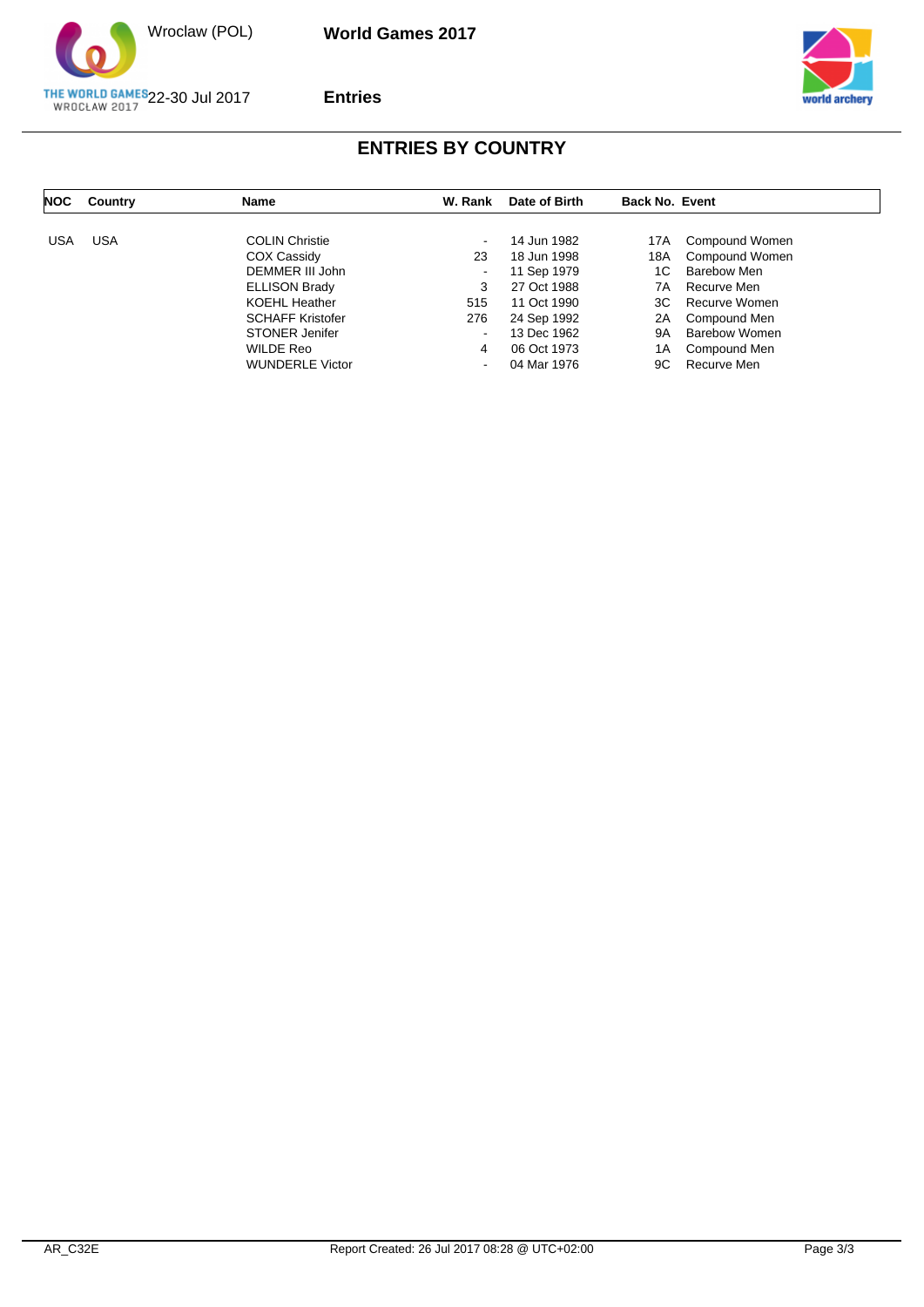## ENTRIES BY COUNTRY

| NOC | Country | Name | W. Rank | Date of Birth | Back No. | Event |
|---|---|---|---|---|---|---|
| USA | USA | COLIN Christie | - | 14 Jun 1982 | 17A | Compound Women |
| | | COX Cassidy | 23 | 18 Jun 1998 | 18A | Compound Women |
| | | DEMMER III John | - | 11 Sep 1979 | 1C | Barebow Men |
| | | ELLISON Brady | 3 | 27 Oct 1988 | 7A | Recurve Men |
| | | KOEHL Heather | 515 | 11 Oct 1990 | 3C | Recurve Women |
| | | SCHAFF Kristofer | 276 | 24 Sep 1992 | 2A | Compound Men |
| | | STONER Jenifer | - | 13 Dec 1962 | 9A | Barebow Women |
| | | WILDE Reo | 4 | 06 Oct 1973 | 1A | Compound Men |
| | | WUNDERLE Victor | - | 04 Mar 1976 | 9C | Recurve Men |